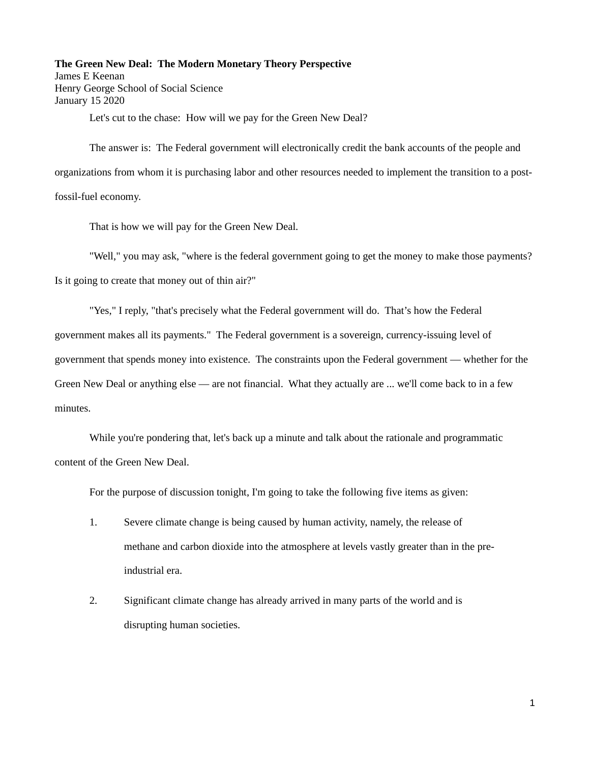**The Green New Deal: The Modern Monetary Theory Perspective**
James E Keenan
Henry George School of Social Science
January 15 2020

Let's cut to the chase: How will we pay for the Green New Deal?

The answer is: The Federal government will electronically credit the bank accounts of the people and organizations from whom it is purchasing labor and other resources needed to implement the transition to a post-fossil-fuel economy.

That is how we will pay for the Green New Deal.

"Well," you may ask, "where is the federal government going to get the money to make those payments? Is it going to create that money out of thin air?"

"Yes," I reply, "that's precisely what the Federal government will do. That's how the Federal government makes all its payments." The Federal government is a sovereign, currency-issuing level of government that spends money into existence. The constraints upon the Federal government — whether for the Green New Deal or anything else — are not financial. What they actually are ... we'll come back to in a few minutes.

While you're pondering that, let's back up a minute and talk about the rationale and programmatic content of the Green New Deal.

For the purpose of discussion tonight, I'm going to take the following five items as given:

1. Severe climate change is being caused by human activity, namely, the release of methane and carbon dioxide into the atmosphere at levels vastly greater than in the pre-industrial era.

2. Significant climate change has already arrived in many parts of the world and is disrupting human societies.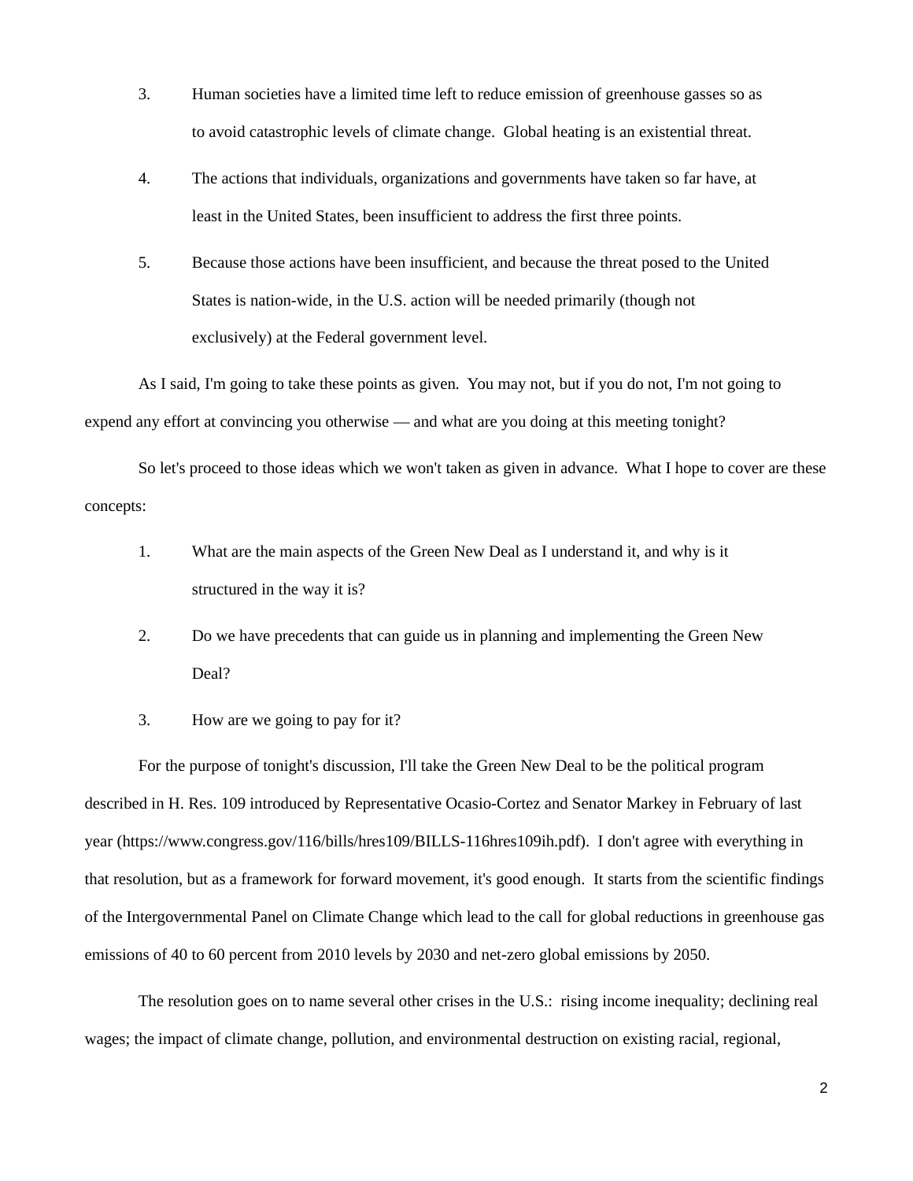3. Human societies have a limited time left to reduce emission of greenhouse gasses so as to avoid catastrophic levels of climate change. Global heating is an existential threat.

4. The actions that individuals, organizations and governments have taken so far have, at least in the United States, been insufficient to address the first three points.

5. Because those actions have been insufficient, and because the threat posed to the United States is nation-wide, in the U.S. action will be needed primarily (though not exclusively) at the Federal government level.

As I said, I'm going to take these points as given. You may not, but if you do not, I'm not going to expend any effort at convincing you otherwise — and what are you doing at this meeting tonight?

So let's proceed to those ideas which we won't taken as given in advance. What I hope to cover are these concepts:

1. What are the main aspects of the Green New Deal as I understand it, and why is it structured in the way it is?

2. Do we have precedents that can guide us in planning and implementing the Green New Deal?

3. How are we going to pay for it?

For the purpose of tonight's discussion, I'll take the Green New Deal to be the political program described in H. Res. 109 introduced by Representative Ocasio-Cortez and Senator Markey in February of last year (https://www.congress.gov/116/bills/hres109/BILLS-116hres109ih.pdf). I don't agree with everything in that resolution, but as a framework for forward movement, it's good enough. It starts from the scientific findings of the Intergovernmental Panel on Climate Change which lead to the call for global reductions in greenhouse gas emissions of 40 to 60 percent from 2010 levels by 2030 and net-zero global emissions by 2050.

The resolution goes on to name several other crises in the U.S.: rising income inequality; declining real wages; the impact of climate change, pollution, and environmental destruction on existing racial, regional,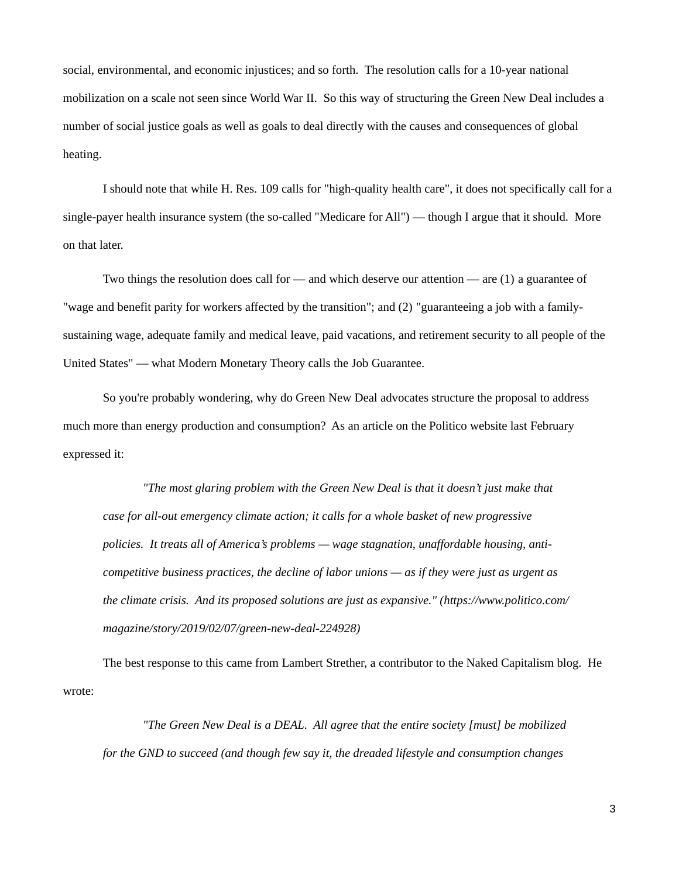social, environmental, and economic injustices; and so forth. The resolution calls for a 10-year national mobilization on a scale not seen since World War II. So this way of structuring the Green New Deal includes a number of social justice goals as well as goals to deal directly with the causes and consequences of global heating.

I should note that while H. Res. 109 calls for "high-quality health care", it does not specifically call for a single-payer health insurance system (the so-called "Medicare for All") — though I argue that it should. More on that later.

Two things the resolution does call for — and which deserve our attention — are (1) a guarantee of "wage and benefit parity for workers affected by the transition"; and (2) "guaranteeing a job with a family-sustaining wage, adequate family and medical leave, paid vacations, and retirement security to all people of the United States" — what Modern Monetary Theory calls the Job Guarantee.

So you're probably wondering, why do Green New Deal advocates structure the proposal to address much more than energy production and consumption? As an article on the Politico website last February expressed it:

> *"The most glaring problem with the Green New Deal is that it doesn't just make that case for all-out emergency climate action; it calls for a whole basket of new progressive policies. It treats all of America's problems — wage stagnation, unaffordable housing, anti-competitive business practices, the decline of labor unions — as if they were just as urgent as the climate crisis. And its proposed solutions are just as expansive." (https://www.politico.com/magazine/story/2019/02/07/green-new-deal-224928)*

The best response to this came from Lambert Strether, a contributor to the Naked Capitalism blog. He wrote:

> *"The Green New Deal is a DEAL. All agree that the entire society [must] be mobilized for the GND to succeed (and though few say it, the dreaded lifestyle and consumption changes*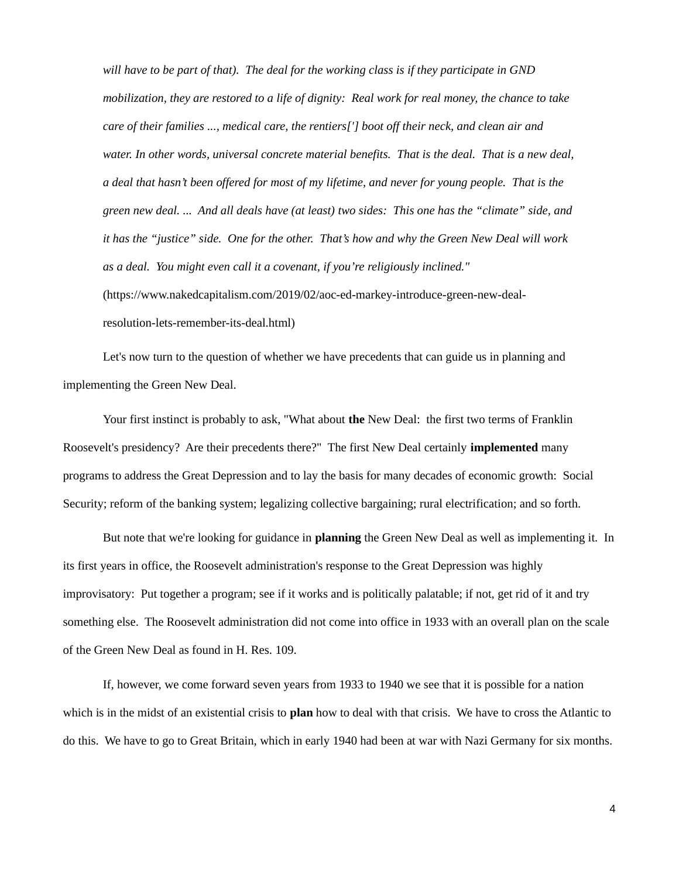*will have to be part of that). The deal for the working class is if they participate in GND mobilization, they are restored to a life of dignity: Real work for real money, the chance to take care of their families ..., medical care, the rentiers['] boot off their neck, and clean air and water. In other words, universal concrete material benefits. That is the deal. That is a new deal, a deal that hasn't been offered for most of my lifetime, and never for young people. That is the green new deal. ... And all deals have (at least) two sides: This one has the "climate" side, and it has the "justice" side. One for the other. That's how and why the Green New Deal will work as a deal. You might even call it a covenant, if you're religiously inclined."*
(https://www.nakedcapitalism.com/2019/02/aoc-ed-markey-introduce-green-new-deal-resolution-lets-remember-its-deal.html)

Let's now turn to the question of whether we have precedents that can guide us in planning and implementing the Green New Deal.

Your first instinct is probably to ask, "What about **the** New Deal: the first two terms of Franklin Roosevelt's presidency? Are their precedents there?" The first New Deal certainly **implemented** many programs to address the Great Depression and to lay the basis for many decades of economic growth: Social Security; reform of the banking system; legalizing collective bargaining; rural electrification; and so forth.

But note that we're looking for guidance in **planning** the Green New Deal as well as implementing it. In its first years in office, the Roosevelt administration's response to the Great Depression was highly improvisatory: Put together a program; see if it works and is politically palatable; if not, get rid of it and try something else. The Roosevelt administration did not come into office in 1933 with an overall plan on the scale of the Green New Deal as found in H. Res. 109.

If, however, we come forward seven years from 1933 to 1940 we see that it is possible for a nation which is in the midst of an existential crisis to **plan** how to deal with that crisis. We have to cross the Atlantic to do this. We have to go to Great Britain, which in early 1940 had been at war with Nazi Germany for six months.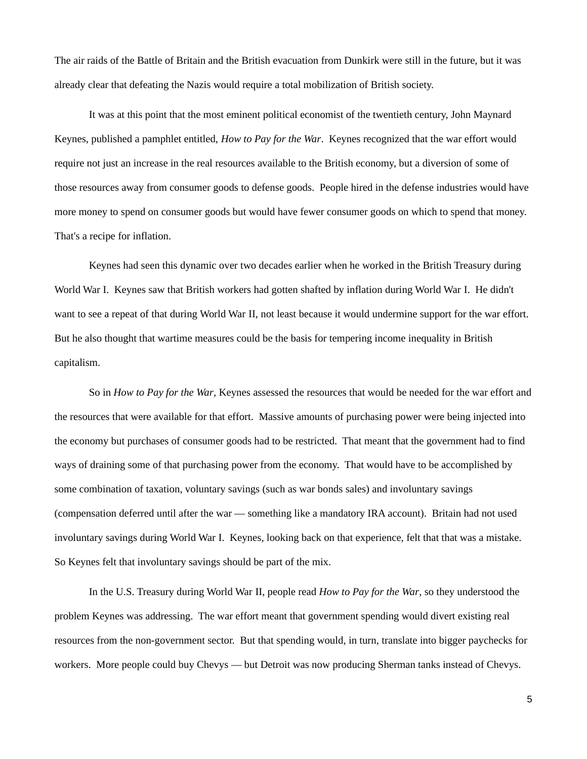The air raids of the Battle of Britain and the British evacuation from Dunkirk were still in the future, but it was already clear that defeating the Nazis would require a total mobilization of British society.

It was at this point that the most eminent political economist of the twentieth century, John Maynard Keynes, published a pamphlet entitled, *How to Pay for the War*. Keynes recognized that the war effort would require not just an increase in the real resources available to the British economy, but a diversion of some of those resources away from consumer goods to defense goods. People hired in the defense industries would have more money to spend on consumer goods but would have fewer consumer goods on which to spend that money. That's a recipe for inflation.

Keynes had seen this dynamic over two decades earlier when he worked in the British Treasury during World War I. Keynes saw that British workers had gotten shafted by inflation during World War I. He didn't want to see a repeat of that during World War II, not least because it would undermine support for the war effort. But he also thought that wartime measures could be the basis for tempering income inequality in British capitalism.

So in *How to Pay for the War*, Keynes assessed the resources that would be needed for the war effort and the resources that were available for that effort. Massive amounts of purchasing power were being injected into the economy but purchases of consumer goods had to be restricted. That meant that the government had to find ways of draining some of that purchasing power from the economy. That would have to be accomplished by some combination of taxation, voluntary savings (such as war bonds sales) and involuntary savings (compensation deferred until after the war — something like a mandatory IRA account). Britain had not used involuntary savings during World War I. Keynes, looking back on that experience, felt that that was a mistake. So Keynes felt that involuntary savings should be part of the mix.

In the U.S. Treasury during World War II, people read *How to Pay for the War*, so they understood the problem Keynes was addressing. The war effort meant that government spending would divert existing real resources from the non-government sector. But that spending would, in turn, translate into bigger paychecks for workers. More people could buy Chevys — but Detroit was now producing Sherman tanks instead of Chevys.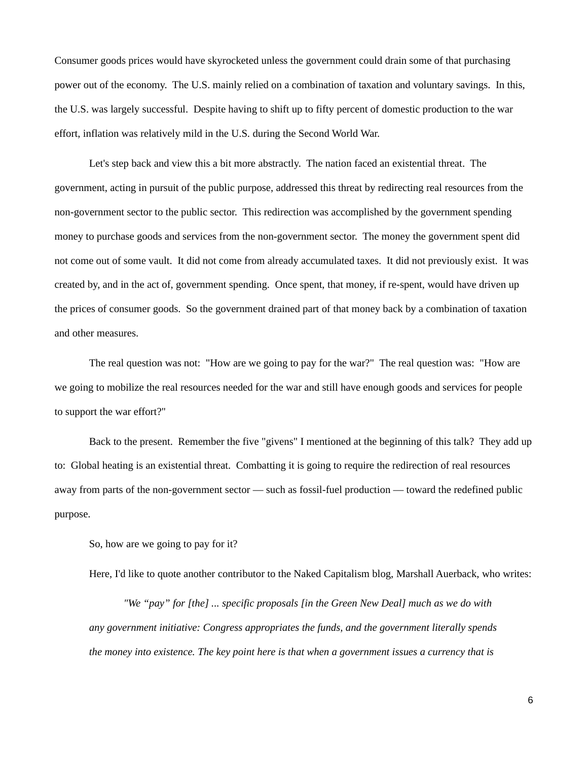Consumer goods prices would have skyrocketed unless the government could drain some of that purchasing power out of the economy. The U.S. mainly relied on a combination of taxation and voluntary savings. In this, the U.S. was largely successful. Despite having to shift up to fifty percent of domestic production to the war effort, inflation was relatively mild in the U.S. during the Second World War.

Let's step back and view this a bit more abstractly. The nation faced an existential threat. The government, acting in pursuit of the public purpose, addressed this threat by redirecting real resources from the non-government sector to the public sector. This redirection was accomplished by the government spending money to purchase goods and services from the non-government sector. The money the government spent did not come out of some vault. It did not come from already accumulated taxes. It did not previously exist. It was created by, and in the act of, government spending. Once spent, that money, if re-spent, would have driven up the prices of consumer goods. So the government drained part of that money back by a combination of taxation and other measures.

The real question was not: "How are we going to pay for the war?" The real question was: "How are we going to mobilize the real resources needed for the war and still have enough goods and services for people to support the war effort?"

Back to the present. Remember the five "givens" I mentioned at the beginning of this talk? They add up to: Global heating is an existential threat. Combatting it is going to require the redirection of real resources away from parts of the non-government sector — such as fossil-fuel production — toward the redefined public purpose.

So, how are we going to pay for it?

Here, I'd like to quote another contributor to the Naked Capitalism blog, Marshall Auerback, who writes:

> *"We "pay" for [the] ... specific proposals [in the Green New Deal] much as we do with any government initiative: Congress appropriates the funds, and the government literally spends the money into existence. The key point here is that when a government issues a currency that is*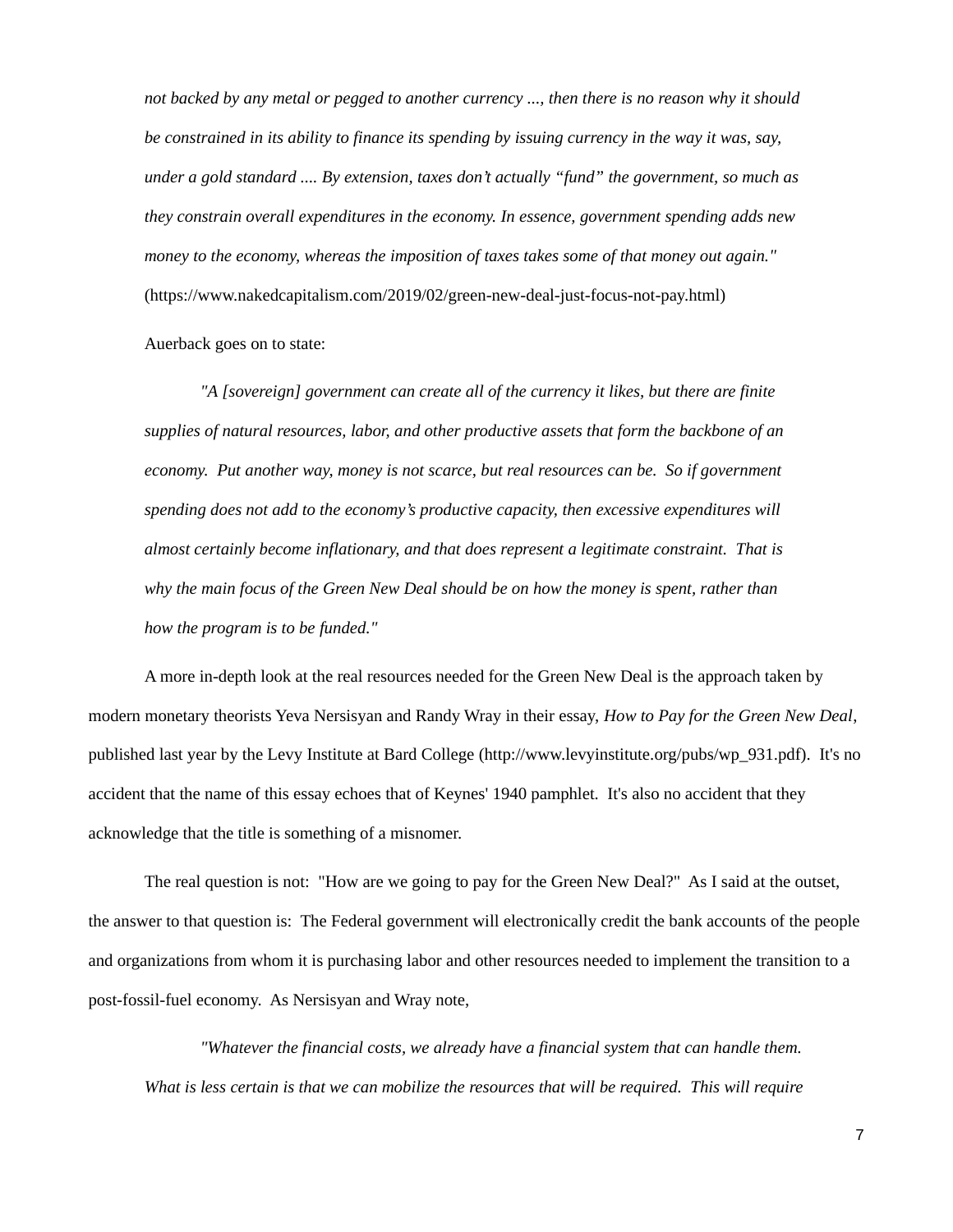*not backed by any metal or pegged to another currency ..., then there is no reason why it should be constrained in its ability to finance its spending by issuing currency in the way it was, say, under a gold standard .... By extension, taxes don't actually "fund" the government, so much as they constrain overall expenditures in the economy. In essence, government spending adds new money to the economy, whereas the imposition of taxes takes some of that money out again."* (https://www.nakedcapitalism.com/2019/02/green-new-deal-just-focus-not-pay.html)

Auerback goes on to state:

> *"A [sovereign] government can create all of the currency it likes, but there are finite supplies of natural resources, labor, and other productive assets that form the backbone of an economy. Put another way, money is not scarce, but real resources can be. So if government spending does not add to the economy's productive capacity, then excessive expenditures will almost certainly become inflationary, and that does represent a legitimate constraint. That is why the main focus of the Green New Deal should be on how the money is spent, rather than how the program is to be funded."*

A more in-depth look at the real resources needed for the Green New Deal is the approach taken by modern monetary theorists Yeva Nersisyan and Randy Wray in their essay, *How to Pay for the Green New Deal*, published last year by the Levy Institute at Bard College (http://www.levyinstitute.org/pubs/wp_931.pdf). It's no accident that the name of this essay echoes that of Keynes' 1940 pamphlet. It's also no accident that they acknowledge that the title is something of a misnomer.

The real question is not: "How are we going to pay for the Green New Deal?" As I said at the outset, the answer to that question is: The Federal government will electronically credit the bank accounts of the people and organizations from whom it is purchasing labor and other resources needed to implement the transition to a post-fossil-fuel economy. As Nersisyan and Wray note,

> *"Whatever the financial costs, we already have a financial system that can handle them. What is less certain is that we can mobilize the resources that will be required. This will require*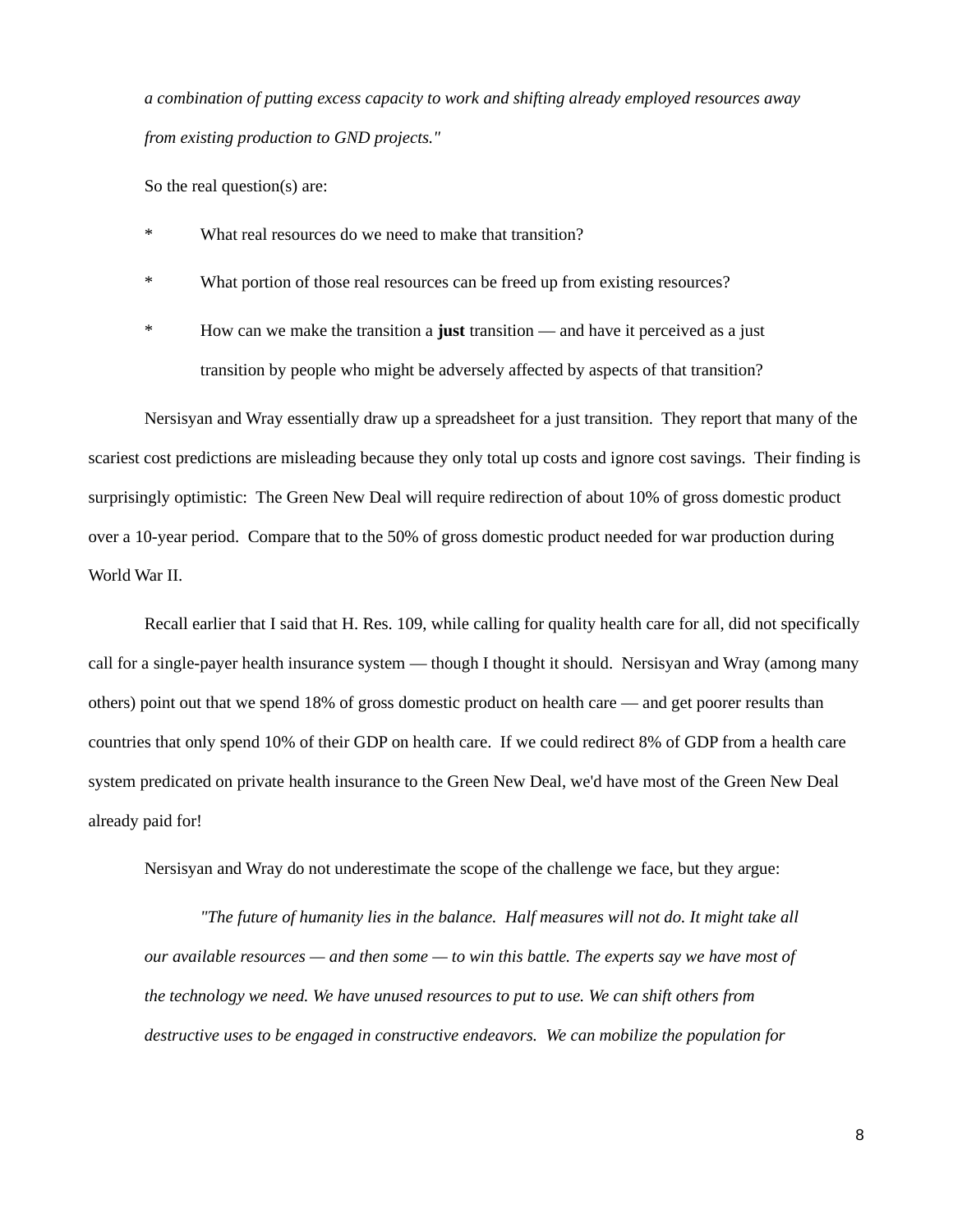*a combination of putting excess capacity to work and shifting already employed resources away from existing production to GND projects."*

So the real question(s) are:

* What real resources do we need to make that transition?

* What portion of those real resources can be freed up from existing resources?

* How can we make the transition a **just** transition — and have it perceived as a just transition by people who might be adversely affected by aspects of that transition?

Nersisyan and Wray essentially draw up a spreadsheet for a just transition. They report that many of the scariest cost predictions are misleading because they only total up costs and ignore cost savings. Their finding is surprisingly optimistic: The Green New Deal will require redirection of about 10% of gross domestic product over a 10-year period. Compare that to the 50% of gross domestic product needed for war production during World War II.

Recall earlier that I said that H. Res. 109, while calling for quality health care for all, did not specifically call for a single-payer health insurance system — though I thought it should. Nersisyan and Wray (among many others) point out that we spend 18% of gross domestic product on health care — and get poorer results than countries that only spend 10% of their GDP on health care. If we could redirect 8% of GDP from a health care system predicated on private health insurance to the Green New Deal, we'd have most of the Green New Deal already paid for!

Nersisyan and Wray do not underestimate the scope of the challenge we face, but they argue:

*"The future of humanity lies in the balance. Half measures will not do. It might take all our available resources — and then some — to win this battle. The experts say we have most of the technology we need. We have unused resources to put to use. We can shift others from destructive uses to be engaged in constructive endeavors. We can mobilize the population for*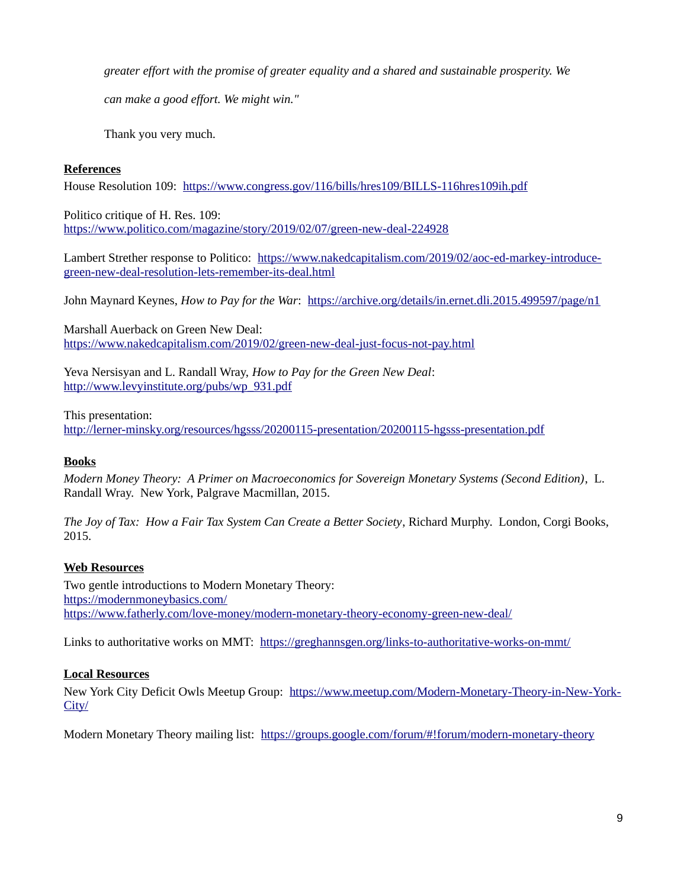*greater effort with the promise of greater equality and a shared and sustainable prosperity. We can make a good effort. We might win."*

Thank you very much.

**References**

House Resolution 109: https://www.congress.gov/116/bills/hres109/BILLS-116hres109ih.pdf

Politico critique of H. Res. 109:
https://www.politico.com/magazine/story/2019/02/07/green-new-deal-224928

Lambert Strether response to Politico: https://www.nakedcapitalism.com/2019/02/aoc-ed-markey-introduce-green-new-deal-resolution-lets-remember-its-deal.html

John Maynard Keynes, *How to Pay for the War*: https://archive.org/details/in.ernet.dli.2015.499597/page/n1

Marshall Auerback on Green New Deal:
https://www.nakedcapitalism.com/2019/02/green-new-deal-just-focus-not-pay.html

Yeva Nersisyan and L. Randall Wray, *How to Pay for the Green New Deal*:
http://www.levyinstitute.org/pubs/wp_931.pdf

This presentation:
http://lerner-minsky.org/resources/hgsss/20200115-presentation/20200115-hgsss-presentation.pdf

**Books**

*Modern Money Theory: A Primer on Macroeconomics for Sovereign Monetary Systems (Second Edition)*, L. Randall Wray. New York, Palgrave Macmillan, 2015.

*The Joy of Tax: How a Fair Tax System Can Create a Better Society*, Richard Murphy. London, Corgi Books, 2015.

**Web Resources**

Two gentle introductions to Modern Monetary Theory:
https://modernmoneybasics.com/
https://www.fatherly.com/love-money/modern-monetary-theory-economy-green-new-deal/

Links to authoritative works on MMT: https://greghannsgen.org/links-to-authoritative-works-on-mmt/

**Local Resources**

New York City Deficit Owls Meetup Group: https://www.meetup.com/Modern-Monetary-Theory-in-New-York-City/

Modern Monetary Theory mailing list: https://groups.google.com/forum/#!forum/modern-monetary-theory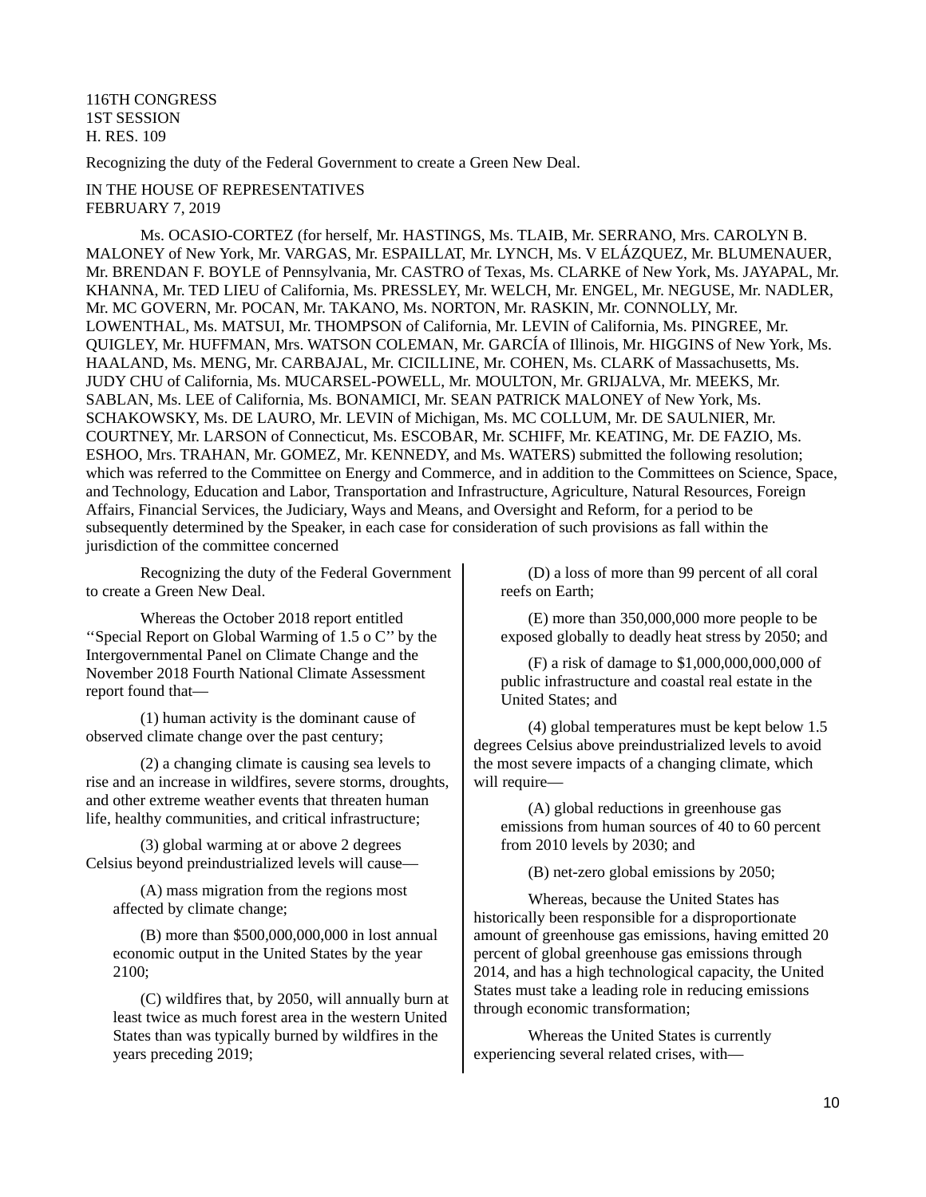116TH CONGRESS
1ST SESSION
H. RES. 109

Recognizing the duty of the Federal Government to create a Green New Deal.

IN THE HOUSE OF REPRESENTATIVES
FEBRUARY 7, 2019

Ms. OCASIO-CORTEZ (for herself, Mr. HASTINGS, Ms. TLAIB, Mr. SERRANO, Mrs. CAROLYN B. MALONEY of New York, Mr. VARGAS, Mr. ESPAILLAT, Mr. LYNCH, Ms. V ELÁZQUEZ, Mr. BLUMENAUER, Mr. BRENDAN F. BOYLE of Pennsylvania, Mr. CASTRO of Texas, Ms. CLARKE of New York, Ms. JAYAPAL, Mr. KHANNA, Mr. TED LIEU of California, Ms. PRESSLEY, Mr. WELCH, Mr. ENGEL, Mr. NEGUSE, Mr. NADLER, Mr. MC GOVERN, Mr. POCAN, Mr. TAKANO, Ms. NORTON, Mr. RASKIN, Mr. CONNOLLY, Mr. LOWENTHAL, Ms. MATSUI, Mr. THOMPSON of California, Mr. LEVIN of California, Ms. PINGREE, Mr. QUIGLEY, Mr. HUFFMAN, Mrs. WATSON COLEMAN, Mr. GARCÍA of Illinois, Mr. HIGGINS of New York, Ms. HAALAND, Ms. MENG, Mr. CARBAJAL, Mr. CICILLINE, Mr. COHEN, Ms. CLARK of Massachusetts, Ms. JUDY CHU of California, Ms. MUCARSEL-POWELL, Mr. MOULTON, Mr. GRIJALVA, Mr. MEEKS, Mr. SABLAN, Ms. LEE of California, Ms. BONAMICI, Mr. SEAN PATRICK MALONEY of New York, Ms. SCHAKOWSKY, Ms. DE LAURO, Mr. LEVIN of Michigan, Ms. MC COLLUM, Mr. DE SAULNIER, Mr. COURTNEY, Mr. LARSON of Connecticut, Ms. ESCOBAR, Mr. SCHIFF, Mr. KEATING, Mr. DE FAZIO, Ms. ESHOO, Mrs. TRAHAN, Mr. GOMEZ, Mr. KENNEDY, and Ms. WATERS) submitted the following resolution; which was referred to the Committee on Energy and Commerce, and in addition to the Committees on Science, Space, and Technology, Education and Labor, Transportation and Infrastructure, Agriculture, Natural Resources, Foreign Affairs, Financial Services, the Judiciary, Ways and Means, and Oversight and Reform, for a period to be subsequently determined by the Speaker, in each case for consideration of such provisions as fall within the jurisdiction of the committee concerned

Recognizing the duty of the Federal Government to create a Green New Deal.

Whereas the October 2018 report entitled ''Special Report on Global Warming of 1.5 o C'' by the Intergovernmental Panel on Climate Change and the November 2018 Fourth National Climate Assessment report found that—

(1) human activity is the dominant cause of observed climate change over the past century;

(2) a changing climate is causing sea levels to rise and an increase in wildfires, severe storms, droughts, and other extreme weather events that threaten human life, healthy communities, and critical infrastructure;

(3) global warming at or above 2 degrees Celsius beyond preindustrialized levels will cause—

(A) mass migration from the regions most affected by climate change;

(B) more than $500,000,000,000 in lost annual economic output in the United States by the year 2100;

(C) wildfires that, by 2050, will annually burn at least twice as much forest area in the western United States than was typically burned by wildfires in the years preceding 2019;

(D) a loss of more than 99 percent of all coral reefs on Earth;

(E) more than 350,000,000 more people to be exposed globally to deadly heat stress by 2050; and

(F) a risk of damage to $1,000,000,000,000 of public infrastructure and coastal real estate in the United States; and

(4) global temperatures must be kept below 1.5 degrees Celsius above preindustrialized levels to avoid the most severe impacts of a changing climate, which will require—

(A) global reductions in greenhouse gas emissions from human sources of 40 to 60 percent from 2010 levels by 2030; and

(B) net-zero global emissions by 2050;

Whereas, because the United States has historically been responsible for a disproportionate amount of greenhouse gas emissions, having emitted 20 percent of global greenhouse gas emissions through 2014, and has a high technological capacity, the United States must take a leading role in reducing emissions through economic transformation;

Whereas the United States is currently experiencing several related crises, with—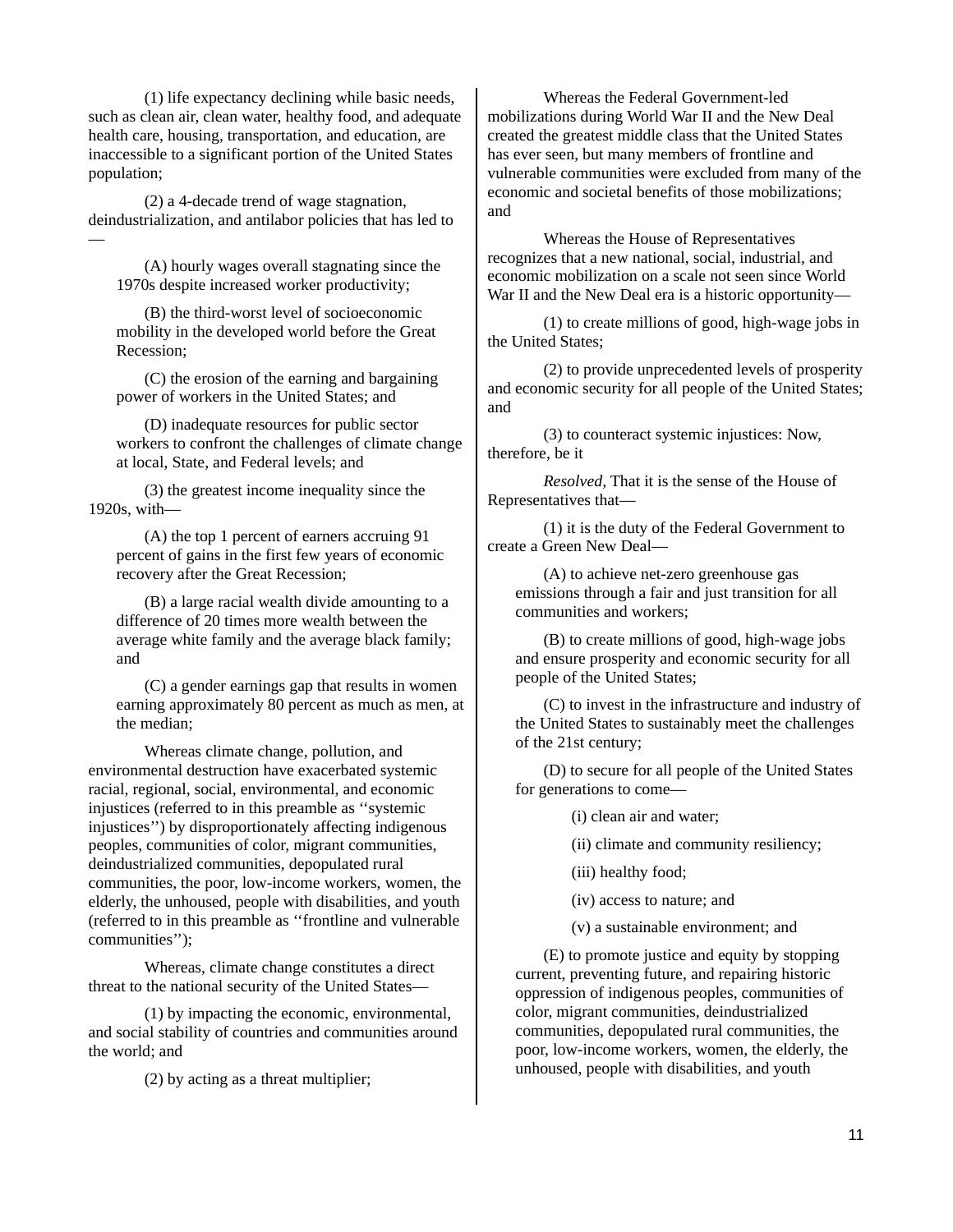(1) life expectancy declining while basic needs, such as clean air, clean water, healthy food, and adequate health care, housing, transportation, and education, are inaccessible to a significant portion of the United States population;

(2) a 4-decade trend of wage stagnation, deindustrialization, and antilabor policies that has led to —

(A) hourly wages overall stagnating since the 1970s despite increased worker productivity;

(B) the third-worst level of socioeconomic mobility in the developed world before the Great Recession;

(C) the erosion of the earning and bargaining power of workers in the United States; and

(D) inadequate resources for public sector workers to confront the challenges of climate change at local, State, and Federal levels; and

(3) the greatest income inequality since the 1920s, with—

(A) the top 1 percent of earners accruing 91 percent of gains in the first few years of economic recovery after the Great Recession;

(B) a large racial wealth divide amounting to a difference of 20 times more wealth between the average white family and the average black family; and

(C) a gender earnings gap that results in women earning approximately 80 percent as much as men, at the median;

Whereas climate change, pollution, and environmental destruction have exacerbated systemic racial, regional, social, environmental, and economic injustices (referred to in this preamble as ''systemic injustices'') by disproportionately affecting indigenous peoples, communities of color, migrant communities, deindustrialized communities, depopulated rural communities, the poor, low-income workers, women, the elderly, the unhoused, people with disabilities, and youth (referred to in this preamble as ''frontline and vulnerable communities'');

Whereas, climate change constitutes a direct threat to the national security of the United States—

(1) by impacting the economic, environmental, and social stability of countries and communities around the world; and

(2) by acting as a threat multiplier;

Whereas the Federal Government-led mobilizations during World War II and the New Deal created the greatest middle class that the United States has ever seen, but many members of frontline and vulnerable communities were excluded from many of the economic and societal benefits of those mobilizations; and

Whereas the House of Representatives recognizes that a new national, social, industrial, and economic mobilization on a scale not seen since World War II and the New Deal era is a historic opportunity—

(1) to create millions of good, high-wage jobs in the United States;

(2) to provide unprecedented levels of prosperity and economic security for all people of the United States; and

(3) to counteract systemic injustices: Now, therefore, be it

*Resolved,* That it is the sense of the House of Representatives that—

(1) it is the duty of the Federal Government to create a Green New Deal—

(A) to achieve net-zero greenhouse gas emissions through a fair and just transition for all communities and workers;

(B) to create millions of good, high-wage jobs and ensure prosperity and economic security for all people of the United States;

(C) to invest in the infrastructure and industry of the United States to sustainably meet the challenges of the 21st century;

(D) to secure for all people of the United States for generations to come—

(i) clean air and water;

(ii) climate and community resiliency;

(iii) healthy food;

(iv) access to nature; and

(v) a sustainable environment; and

(E) to promote justice and equity by stopping current, preventing future, and repairing historic oppression of indigenous peoples, communities of color, migrant communities, deindustrialized communities, depopulated rural communities, the poor, low-income workers, women, the elderly, the unhoused, people with disabilities, and youth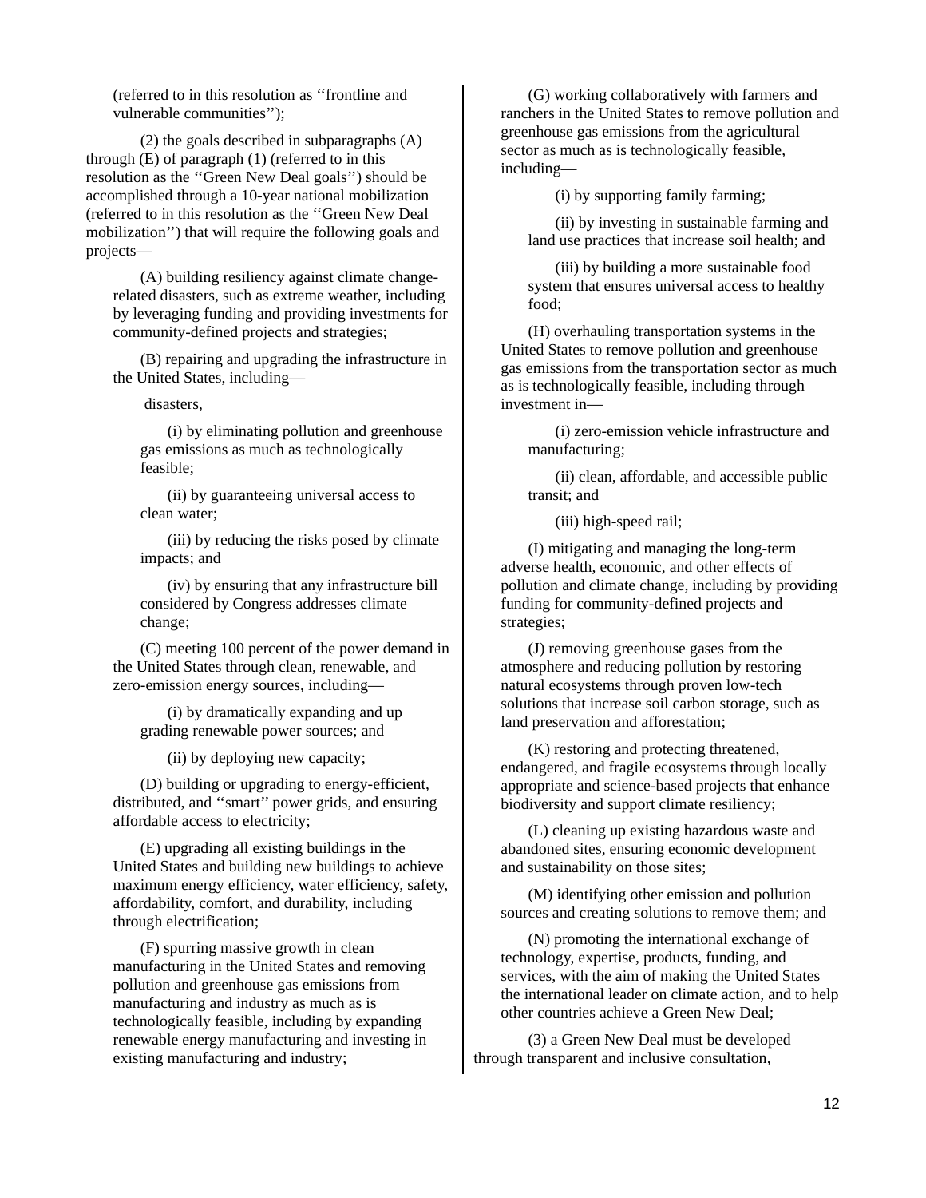(referred to in this resolution as ''frontline and vulnerable communities'');

(2) the goals described in subparagraphs (A) through (E) of paragraph (1) (referred to in this resolution as the ''Green New Deal goals'') should be accomplished through a 10-year national mobilization (referred to in this resolution as the ''Green New Deal mobilization'') that will require the following goals and projects—

(A) building resiliency against climate change-related disasters, such as extreme weather, including by leveraging funding and providing investments for community-defined projects and strategies;

(B) repairing and upgrading the infrastructure in the United States, including—

disasters,

(i) by eliminating pollution and greenhouse gas emissions as much as technologically feasible;

(ii) by guaranteeing universal access to clean water;

(iii) by reducing the risks posed by climate impacts; and

(iv) by ensuring that any infrastructure bill considered by Congress addresses climate change;

(C) meeting 100 percent of the power demand in the United States through clean, renewable, and zero-emission energy sources, including—

(i) by dramatically expanding and up grading renewable power sources; and

(ii) by deploying new capacity;

(D) building or upgrading to energy-efficient, distributed, and ''smart'' power grids, and ensuring affordable access to electricity;

(E) upgrading all existing buildings in the United States and building new buildings to achieve maximum energy efficiency, water efficiency, safety, affordability, comfort, and durability, including through electrification;

(F) spurring massive growth in clean manufacturing in the United States and removing pollution and greenhouse gas emissions from manufacturing and industry as much as is technologically feasible, including by expanding renewable energy manufacturing and investing in existing manufacturing and industry;

(G) working collaboratively with farmers and ranchers in the United States to remove pollution and greenhouse gas emissions from the agricultural sector as much as is technologically feasible, including—

(i) by supporting family farming;

(ii) by investing in sustainable farming and land use practices that increase soil health; and

(iii) by building a more sustainable food system that ensures universal access to healthy food;

(H) overhauling transportation systems in the United States to remove pollution and greenhouse gas emissions from the transportation sector as much as is technologically feasible, including through investment in—

(i) zero-emission vehicle infrastructure and manufacturing;

(ii) clean, affordable, and accessible public transit; and

(iii) high-speed rail;

(I) mitigating and managing the long-term adverse health, economic, and other effects of pollution and climate change, including by providing funding for community-defined projects and strategies;

(J) removing greenhouse gases from the atmosphere and reducing pollution by restoring natural ecosystems through proven low-tech solutions that increase soil carbon storage, such as land preservation and afforestation;

(K) restoring and protecting threatened, endangered, and fragile ecosystems through locally appropriate and science-based projects that enhance biodiversity and support climate resiliency;

(L) cleaning up existing hazardous waste and abandoned sites, ensuring economic development and sustainability on those sites;

(M) identifying other emission and pollution sources and creating solutions to remove them; and

(N) promoting the international exchange of technology, expertise, products, funding, and services, with the aim of making the United States the international leader on climate action, and to help other countries achieve a Green New Deal;

(3) a Green New Deal must be developed through transparent and inclusive consultation,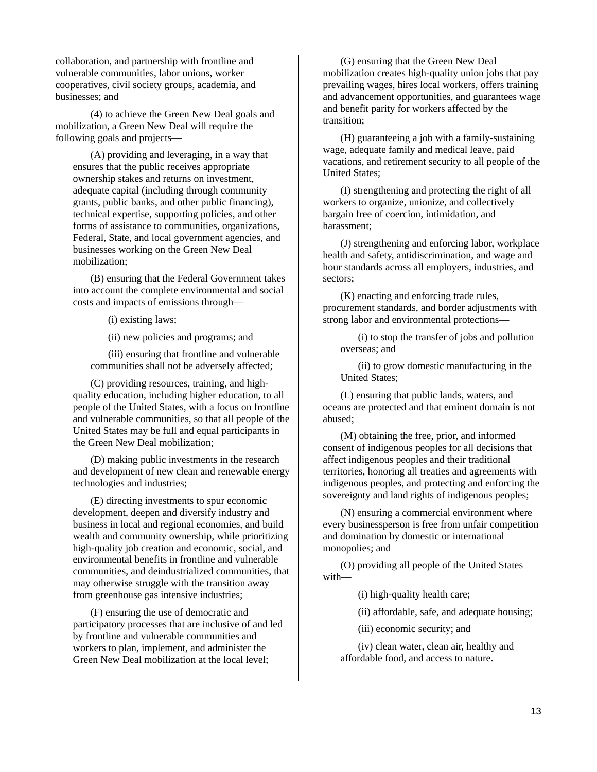collaboration, and partnership with frontline and vulnerable communities, labor unions, worker cooperatives, civil society groups, academia, and businesses; and

(4) to achieve the Green New Deal goals and mobilization, a Green New Deal will require the following goals and projects—

(A) providing and leveraging, in a way that ensures that the public receives appropriate ownership stakes and returns on investment, adequate capital (including through community grants, public banks, and other public financing), technical expertise, supporting policies, and other forms of assistance to communities, organizations, Federal, State, and local government agencies, and businesses working on the Green New Deal mobilization;

(B) ensuring that the Federal Government takes into account the complete environmental and social costs and impacts of emissions through—

(i) existing laws;

(ii) new policies and programs; and

(iii) ensuring that frontline and vulnerable communities shall not be adversely affected;

(C) providing resources, training, and high-quality education, including higher education, to all people of the United States, with a focus on frontline and vulnerable communities, so that all people of the United States may be full and equal participants in the Green New Deal mobilization;

(D) making public investments in the research and development of new clean and renewable energy technologies and industries;

(E) directing investments to spur economic development, deepen and diversify industry and business in local and regional economies, and build wealth and community ownership, while prioritizing high-quality job creation and economic, social, and environmental benefits in frontline and vulnerable communities, and deindustrialized communities, that may otherwise struggle with the transition away from greenhouse gas intensive industries;

(F) ensuring the use of democratic and participatory processes that are inclusive of and led by frontline and vulnerable communities and workers to plan, implement, and administer the Green New Deal mobilization at the local level;

(G) ensuring that the Green New Deal mobilization creates high-quality union jobs that pay prevailing wages, hires local workers, offers training and advancement opportunities, and guarantees wage and benefit parity for workers affected by the transition;

(H) guaranteeing a job with a family-sustaining wage, adequate family and medical leave, paid vacations, and retirement security to all people of the United States;

(I) strengthening and protecting the right of all workers to organize, unionize, and collectively bargain free of coercion, intimidation, and harassment;

(J) strengthening and enforcing labor, workplace health and safety, antidiscrimination, and wage and hour standards across all employers, industries, and sectors;

(K) enacting and enforcing trade rules, procurement standards, and border adjustments with strong labor and environmental protections—

(i) to stop the transfer of jobs and pollution overseas; and

(ii) to grow domestic manufacturing in the United States;

(L) ensuring that public lands, waters, and oceans are protected and that eminent domain is not abused;

(M) obtaining the free, prior, and informed consent of indigenous peoples for all decisions that affect indigenous peoples and their traditional territories, honoring all treaties and agreements with indigenous peoples, and protecting and enforcing the sovereignty and land rights of indigenous peoples;

(N) ensuring a commercial environment where every businessperson is free from unfair competition and domination by domestic or international monopolies; and

(O) providing all people of the United States with—

(i) high-quality health care;

(ii) affordable, safe, and adequate housing;

(iii) economic security; and

(iv) clean water, clean air, healthy and affordable food, and access to nature.